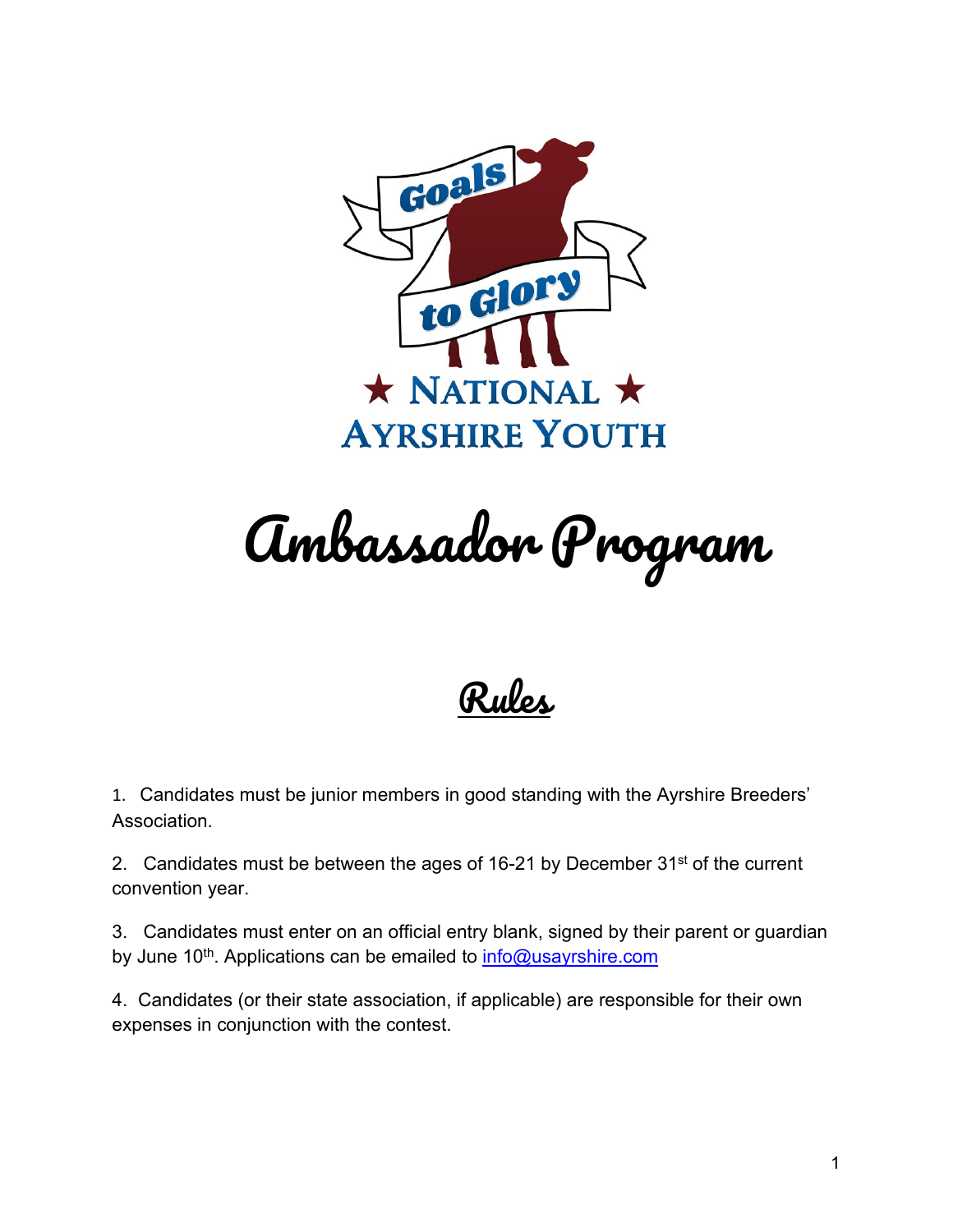Goals to Glory

★ NATIONAL ★
AYRSHIRE YOUTH

# Ambassador Program

## Rules

1. Candidates must be junior members in good standing with the Ayrshire Breeders' Association.

2. Candidates must be between the ages of 16-21 by December 31st of the current convention year.

3. Candidates must enter on an official entry blank, signed by their parent or guardian by June 10th. Applications can be emailed to info@usayrshire.com

4. Candidates (or their state association, if applicable) are responsible for their own expenses in conjunction with the contest.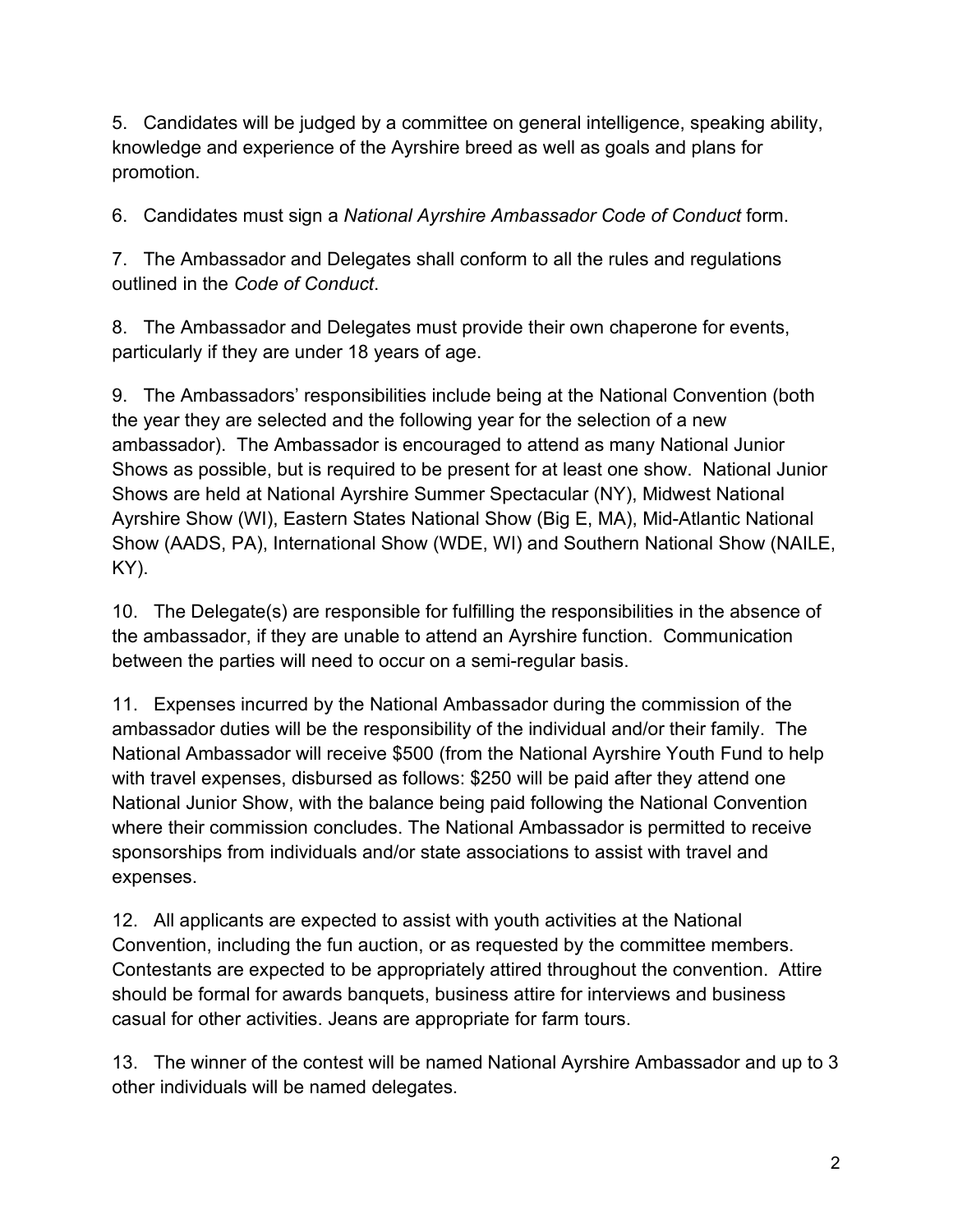5. Candidates will be judged by a committee on general intelligence, speaking ability, knowledge and experience of the Ayrshire breed as well as goals and plans for promotion.

6. Candidates must sign a *National Ayrshire Ambassador Code of Conduct* form.

7. The Ambassador and Delegates shall conform to all the rules and regulations outlined in the *Code of Conduct*.

8. The Ambassador and Delegates must provide their own chaperone for events, particularly if they are under 18 years of age.

9. The Ambassadors' responsibilities include being at the National Convention (both the year they are selected and the following year for the selection of a new ambassador). The Ambassador is encouraged to attend as many National Junior Shows as possible, but is required to be present for at least one show. National Junior Shows are held at National Ayrshire Summer Spectacular (NY), Midwest National Ayrshire Show (WI), Eastern States National Show (Big E, MA), Mid-Atlantic National Show (AADS, PA), International Show (WDE, WI) and Southern National Show (NAILE, KY).

10. The Delegate(s) are responsible for fulfilling the responsibilities in the absence of the ambassador, if they are unable to attend an Ayrshire function. Communication between the parties will need to occur on a semi-regular basis.

11. Expenses incurred by the National Ambassador during the commission of the ambassador duties will be the responsibility of the individual and/or their family. The National Ambassador will receive $500 (from the National Ayrshire Youth Fund to help with travel expenses, disbursed as follows: $250 will be paid after they attend one National Junior Show, with the balance being paid following the National Convention where their commission concludes. The National Ambassador is permitted to receive sponsorships from individuals and/or state associations to assist with travel and expenses.

12. All applicants are expected to assist with youth activities at the National Convention, including the fun auction, or as requested by the committee members. Contestants are expected to be appropriately attired throughout the convention. Attire should be formal for awards banquets, business attire for interviews and business casual for other activities. Jeans are appropriate for farm tours.

13. The winner of the contest will be named National Ayrshire Ambassador and up to 3 other individuals will be named delegates.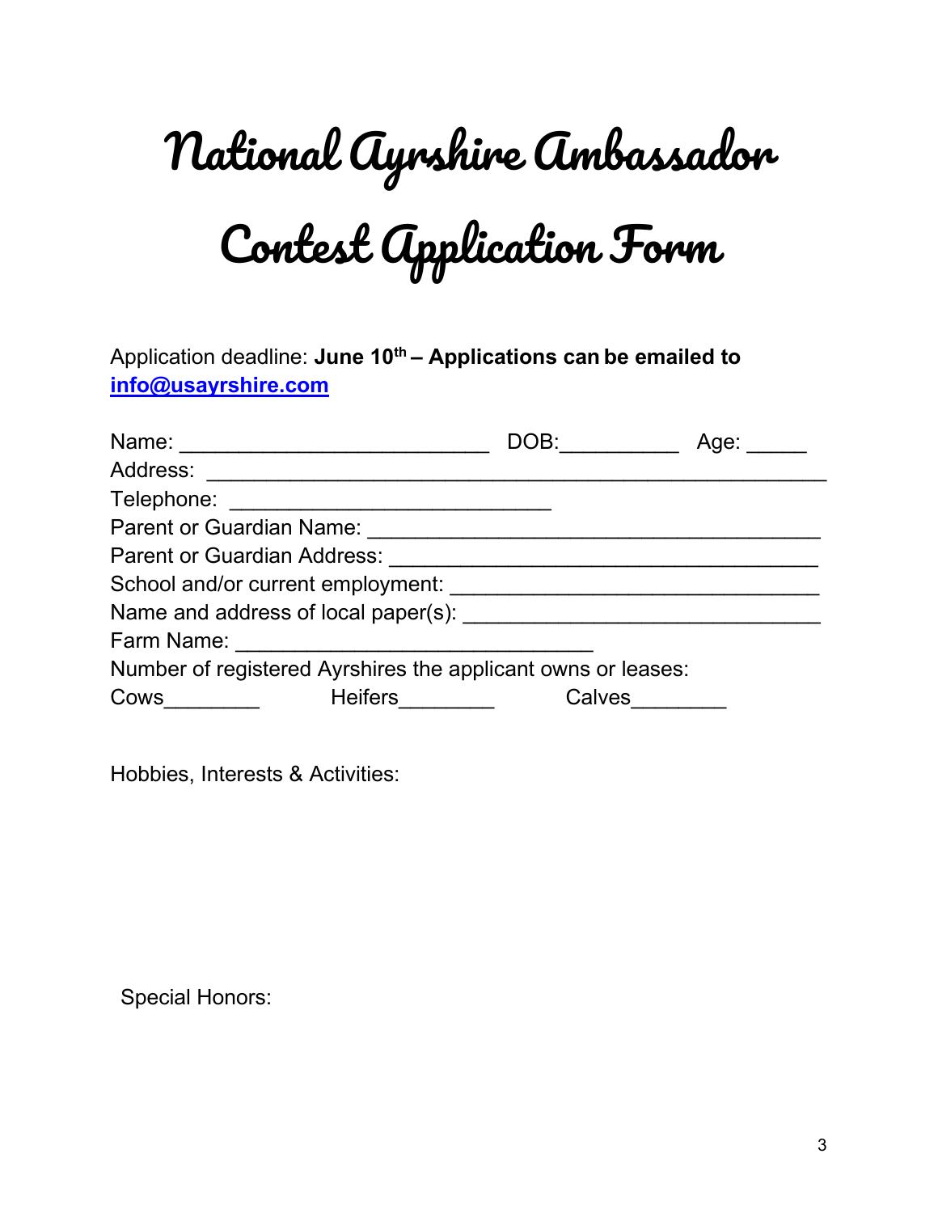# National Ayrshire Ambassador Contest Application Form

Application deadline: **June 10th – Applications can be emailed to info@usayrshire.com**

Name: __________________________ DOB:__________ Age: _____

Address: ____________________________________________________

Telephone: ___________________________

Parent or Guardian Name: ______________________________________

Parent or Guardian Address: ____________________________________

School and/or current employment: ________________________________

Name and address of local paper(s): _______________________________

Farm Name: ______________________________

Number of registered Ayrshires the applicant owns or leases:

Cows________ Heifers________ Calves________

Hobbies, Interests & Activities:

Special Honors: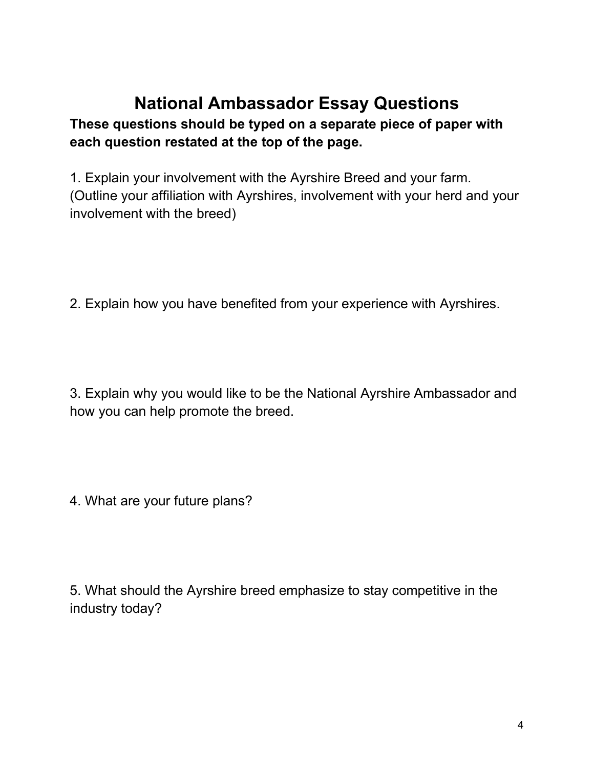# National Ambassador Essay Questions

**These questions should be typed on a separate piece of paper with each question restated at the top of the page.**

1. Explain your involvement with the Ayrshire Breed and your farm. (Outline your affiliation with Ayrshires, involvement with your herd and your involvement with the breed)

2. Explain how you have benefited from your experience with Ayrshires.

3. Explain why you would like to be the National Ayrshire Ambassador and how you can help promote the breed.

4. What are your future plans?

5. What should the Ayrshire breed emphasize to stay competitive in the industry today?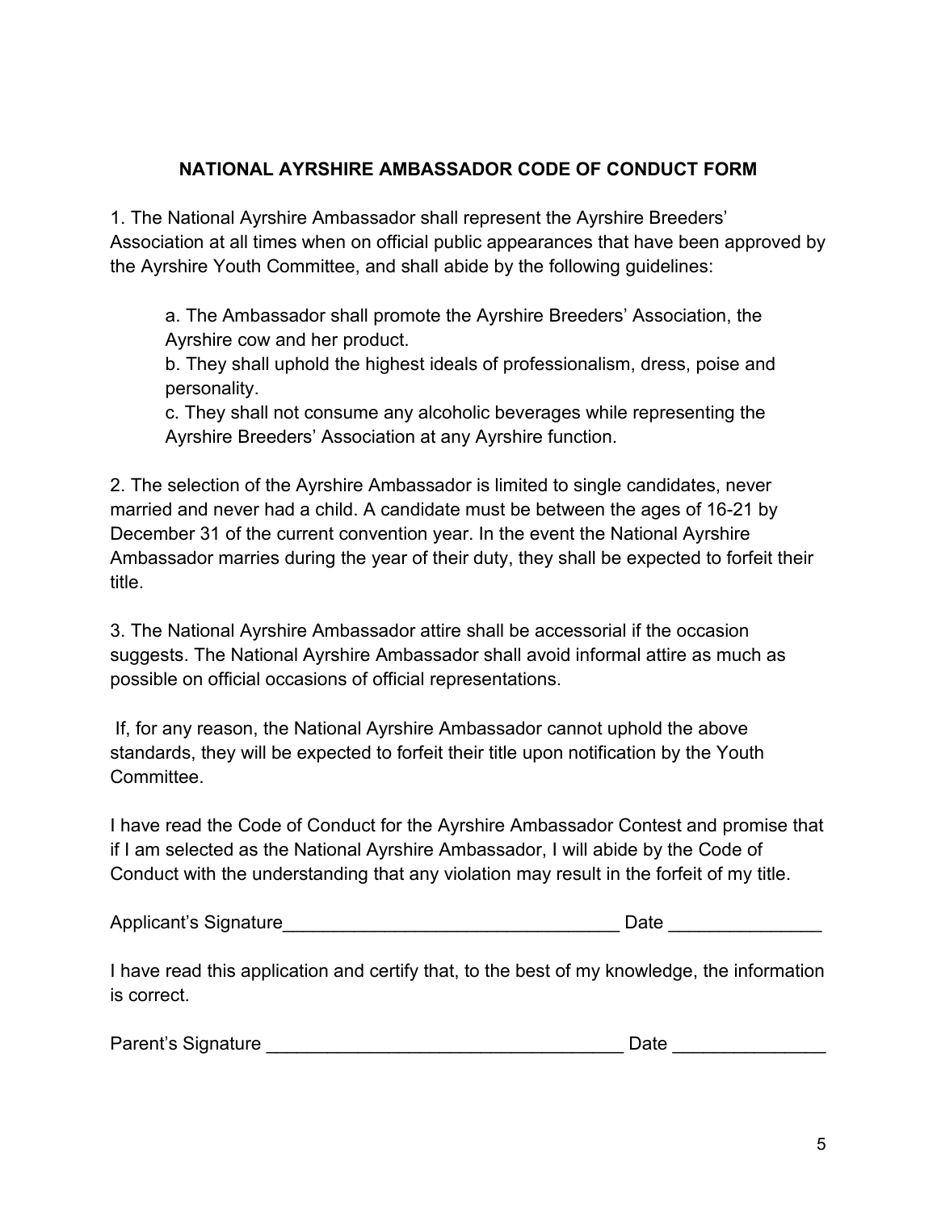## NATIONAL AYRSHIRE AMBASSADOR CODE OF CONDUCT FORM

1. The National Ayrshire Ambassador shall represent the Ayrshire Breeders' Association at all times when on official public appearances that have been approved by the Ayrshire Youth Committee, and shall abide by the following guidelines:

   a. The Ambassador shall promote the Ayrshire Breeders' Association, the Ayrshire cow and her product.
   b. They shall uphold the highest ideals of professionalism, dress, poise and personality.
   c. They shall not consume any alcoholic beverages while representing the Ayrshire Breeders' Association at any Ayrshire function.

2. The selection of the Ayrshire Ambassador is limited to single candidates, never married and never had a child. A candidate must be between the ages of 16-21 by December 31 of the current convention year. In the event the National Ayrshire Ambassador marries during the year of their duty, they shall be expected to forfeit their title.

3. The National Ayrshire Ambassador attire shall be accessorial if the occasion suggests. The National Ayrshire Ambassador shall avoid informal attire as much as possible on official occasions of official representations.

If, for any reason, the National Ayrshire Ambassador cannot uphold the above standards, they will be expected to forfeit their title upon notification by the Youth Committee.

I have read the Code of Conduct for the Ayrshire Ambassador Contest and promise that if I am selected as the National Ayrshire Ambassador, I will abide by the Code of Conduct with the understanding that any violation may result in the forfeit of my title.

Applicant's Signature_________________________________ Date _______________

I have read this application and certify that, to the best of my knowledge, the information is correct.

Parent's Signature ___________________________________ Date _______________